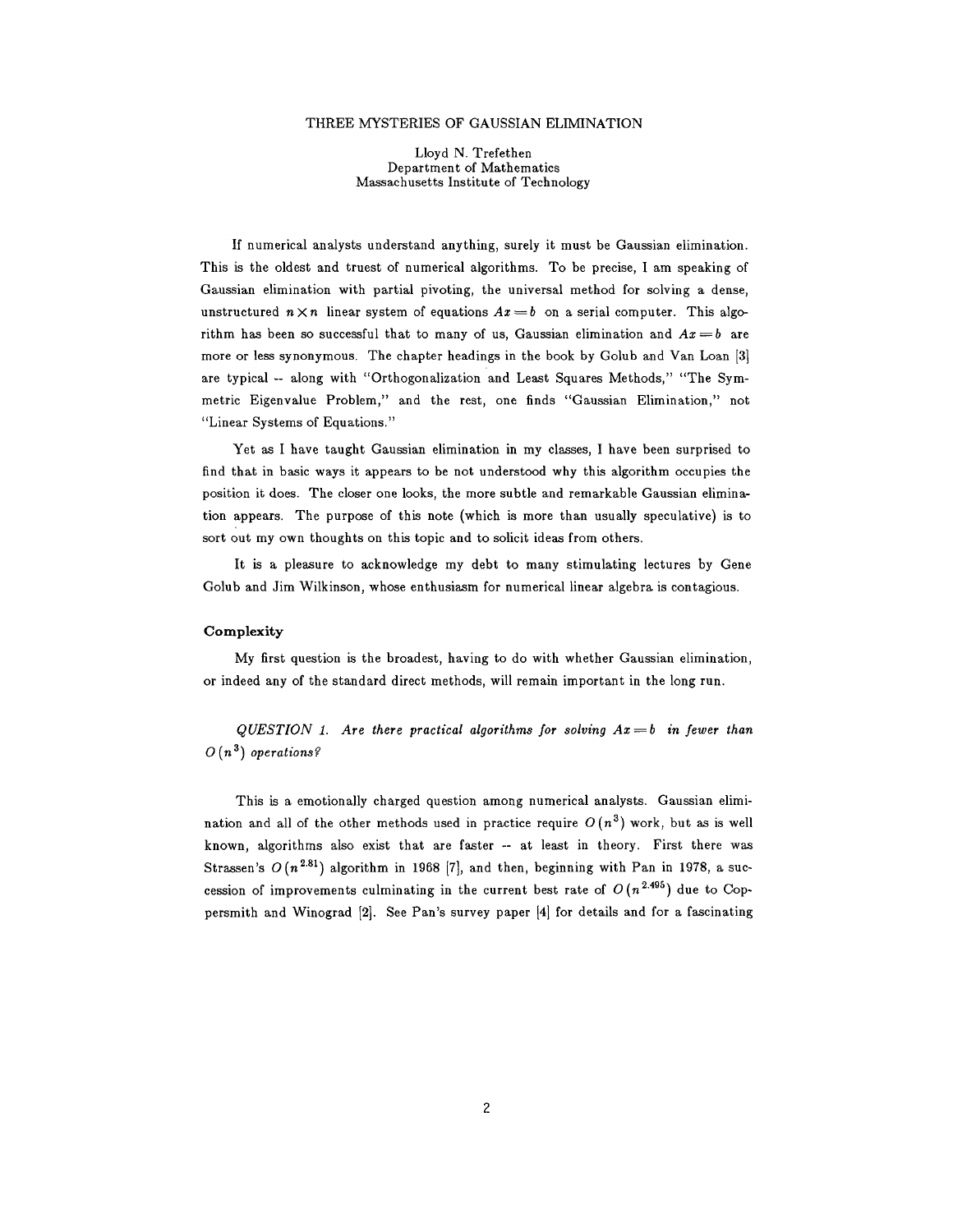# THREE MYSTERIES OF GAUSSIAN ELIMINATION

Lloyd N. Trefethen
Department of Mathematics
Massachusetts Institute of Technology

If numerical analysts understand anything, surely it must be Gaussian elimination. This is the oldest and truest of numerical algorithms. To be precise, I am speaking of Gaussian elimination with partial pivoting, the universal method for solving a dense, unstructured $n \times n$ linear system of equations $Ax = b$ on a serial computer. This algorithm has been so successful that to many of us, Gaussian elimination and $Ax = b$ are more or less synonymous. The chapter headings in the book by Golub and Van Loan [3] are typical -- along with "Orthogonalization and Least Squares Methods," "The Symmetric Eigenvalue Problem," and the rest, one finds "Gaussian Elimination," not "Linear Systems of Equations."

Yet as I have taught Gaussian elimination in my classes, I have been surprised to find that in basic ways it appears to be not understood why this algorithm occupies the position it does. The closer one looks, the more subtle and remarkable Gaussian elimination appears. The purpose of this note (which is more than usually speculative) is to sort out my own thoughts on this topic and to solicit ideas from others.

It is a pleasure to acknowledge my debt to many stimulating lectures by Gene Golub and Jim Wilkinson, whose enthusiasm for numerical linear algebra is contagious.

## Complexity

My first question is the broadest, having to do with whether Gaussian elimination, or indeed any of the standard direct methods, will remain important in the long run.

*QUESTION 1. Are there practical algorithms for solving $Ax = b$ in fewer than $O(n^3)$ operations?*

This is a emotionally charged question among numerical analysts. Gaussian elimination and all of the other methods used in practice require $O(n^3)$ work, but as is well known, algorithms also exist that are faster -- at least in theory. First there was Strassen's $O(n^{2.81})$ algorithm in 1968 [7], and then, beginning with Pan in 1978, a succession of improvements culminating in the current best rate of $O(n^{2.495})$ due to Coppersmith and Winograd [2]. See Pan's survey paper [4] for details and for a fascinating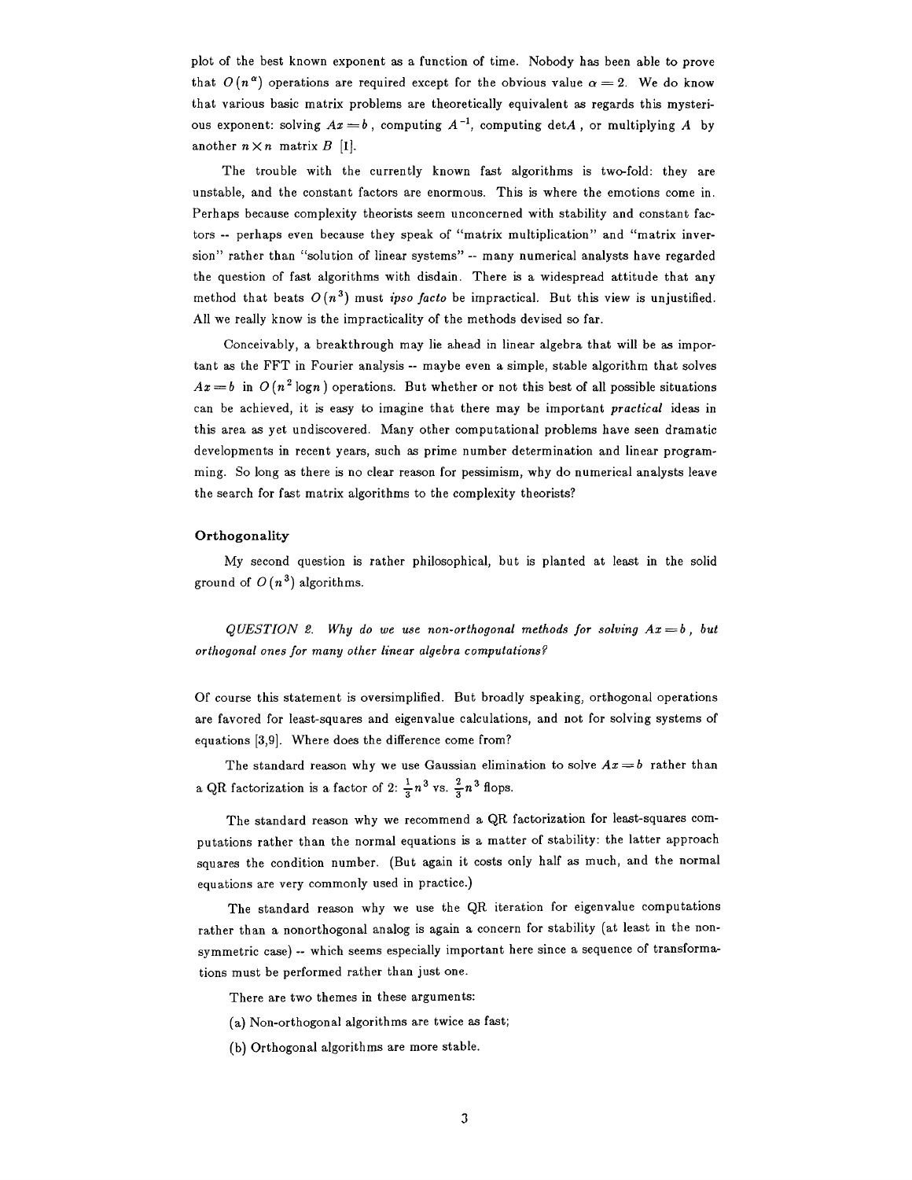plot of the best known exponent as a function of time. Nobody has been able to prove that $O(n^{\alpha})$ operations are required except for the obvious value $\alpha = 2$. We do know that various basic matrix problems are theoretically equivalent as regards this mysterious exponent: solving $Ax = b$, computing $A^{-1}$, computing $\det A$, or multiplying $A$ by another $n \times n$ matrix $B$ [1].

The trouble with the currently known fast algorithms is two-fold: they are unstable, and the constant factors are enormous. This is where the emotions come in. Perhaps because complexity theorists seem unconcerned with stability and constant factors -- perhaps even because they speak of "matrix multiplication" and "matrix inversion" rather than "solution of linear systems" -- many numerical analysts have regarded the question of fast algorithms with disdain. There is a widespread attitude that any method that beats $O(n^3)$ must *ipso facto* be impractical. But this view is unjustified. All we really know is the impracticality of the methods devised so far.

Conceivably, a breakthrough may lie ahead in linear algebra that will be as important as the FFT in Fourier analysis -- maybe even a simple, stable algorithm that solves $Ax = b$ in $O(n^2 \log n)$ operations. But whether or not this best of all possible situations can be achieved, it is easy to imagine that there may be important *practical* ideas in this area as yet undiscovered. Many other computational problems have seen dramatic developments in recent years, such as prime number determination and linear programming. So long as there is no clear reason for pessimism, why do numerical analysts leave the search for fast matrix algorithms to the complexity theorists?

### Orthogonality

My second question is rather philosophical, but is planted at least in the solid ground of $O(n^3)$ algorithms.

*QUESTION 2. Why do we use non-orthogonal methods for solving $Ax = b$, but orthogonal ones for many other linear algebra computations?*

Of course this statement is oversimplified. But broadly speaking, orthogonal operations are favored for least-squares and eigenvalue calculations, and not for solving systems of equations [3,9]. Where does the difference come from?

The standard reason why we use Gaussian elimination to solve $Ax = b$ rather than a QR factorization is a factor of 2: $\frac{1}{3}n^3$ vs. $\frac{2}{3}n^3$ flops.

The standard reason why we recommend a QR factorization for least-squares computations rather than the normal equations is a matter of stability: the latter approach squares the condition number. (But again it costs only half as much, and the normal equations are very commonly used in practice.)

The standard reason why we use the QR iteration for eigenvalue computations rather than a nonorthogonal analog is again a concern for stability (at least in the nonsymmetric case) -- which seems especially important here since a sequence of transformations must be performed rather than just one.

There are two themes in these arguments:

(a) Non-orthogonal algorithms are twice as fast;

(b) Orthogonal algorithms are more stable.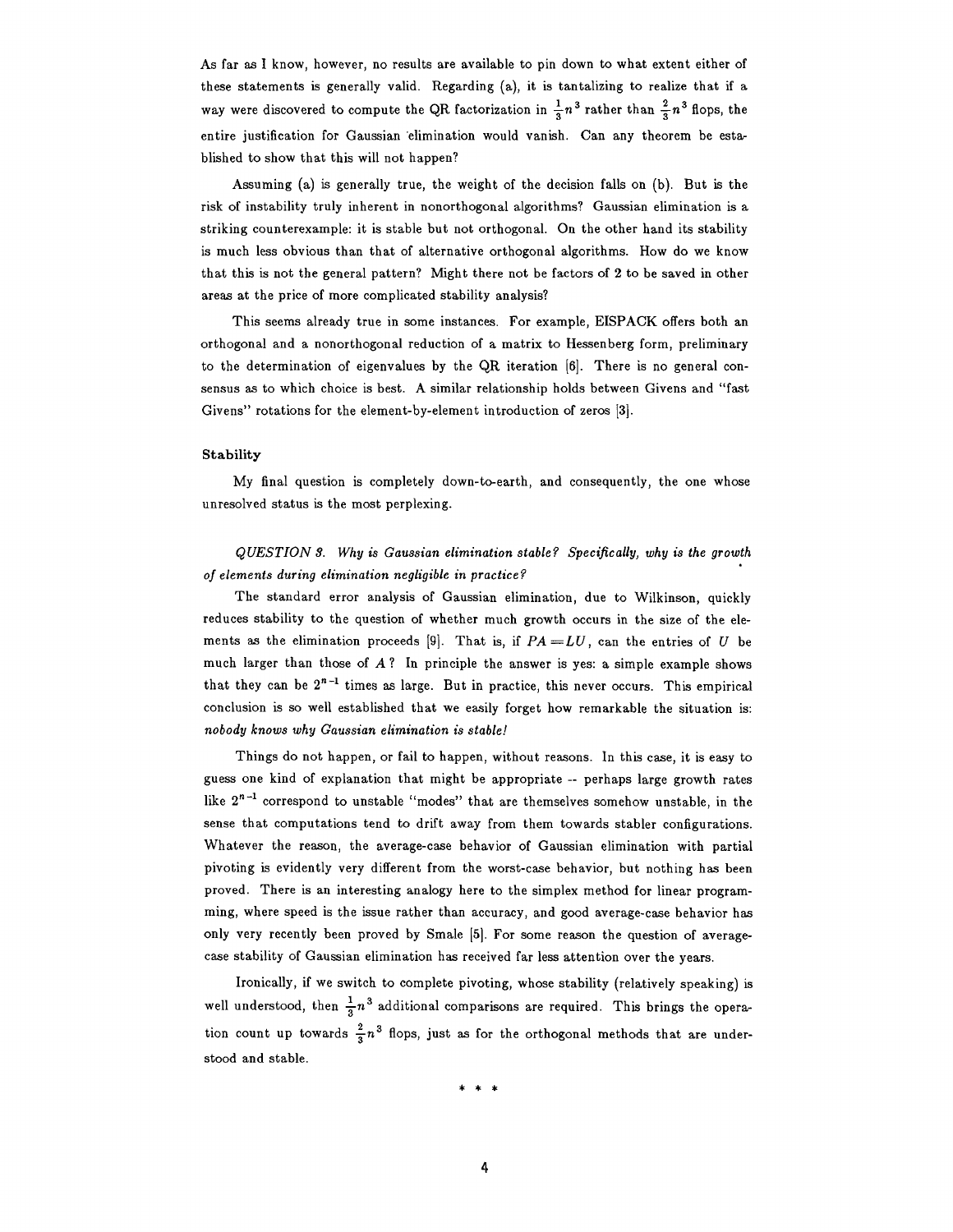As far as I know, however, no results are available to pin down to what extent either of these statements is generally valid. Regarding (a), it is tantalizing to realize that if a way were discovered to compute the QR factorization in $\frac{1}{3}n^3$ rather than $\frac{2}{3}n^3$ flops, the entire justification for Gaussian elimination would vanish. Can any theorem be established to show that this will not happen?

Assuming (a) is generally true, the weight of the decision falls on (b). But is the risk of instability truly inherent in nonorthogonal algorithms? Gaussian elimination is a striking counterexample: it is stable but not orthogonal. On the other hand its stability is much less obvious than that of alternative orthogonal algorithms. How do we know that this is not the general pattern? Might there not be factors of 2 to be saved in other areas at the price of more complicated stability analysis?

This seems already true in some instances. For example, EISPACK offers both an orthogonal and a nonorthogonal reduction of a matrix to Hessenberg form, preliminary to the determination of eigenvalues by the QR iteration [6]. There is no general consensus as to which choice is best. A similar relationship holds between Givens and "fast Givens" rotations for the element-by-element introduction of zeros [3].

### Stability

My final question is completely down-to-earth, and consequently, the one whose unresolved status is the most perplexing.

*QUESTION 3. Why is Gaussian elimination stable? Specifically, why is the growth of elements during elimination negligible in practice?*

The standard error analysis of Gaussian elimination, due to Wilkinson, quickly reduces stability to the question of whether much growth occurs in the size of the elements as the elimination proceeds [9]. That is, if $PA = LU$, can the entries of $U$ be much larger than those of $A$? In principle the answer is yes: a simple example shows that they can be $2^{n-1}$ times as large. But in practice, this never occurs. This empirical conclusion is so well established that we easily forget how remarkable the situation is: *nobody knows why Gaussian elimination is stable!*

Things do not happen, or fail to happen, without reasons. In this case, it is easy to guess one kind of explanation that might be appropriate -- perhaps large growth rates like $2^{n-1}$ correspond to unstable "modes" that are themselves somehow unstable, in the sense that computations tend to drift away from them towards stabler configurations. Whatever the reason, the average-case behavior of Gaussian elimination with partial pivoting is evidently very different from the worst-case behavior, but nothing has been proved. There is an interesting analogy here to the simplex method for linear programming, where speed is the issue rather than accuracy, and good average-case behavior has only very recently been proved by Smale [5]. For some reason the question of average-case stability of Gaussian elimination has received far less attention over the years.

Ironically, if we switch to complete pivoting, whose stability (relatively speaking) is well understood, then $\frac{1}{3}n^3$ additional comparisons are required. This brings the operation count up towards $\frac{2}{3}n^3$ flops, just as for the orthogonal methods that are understood and stable.

\* \* \*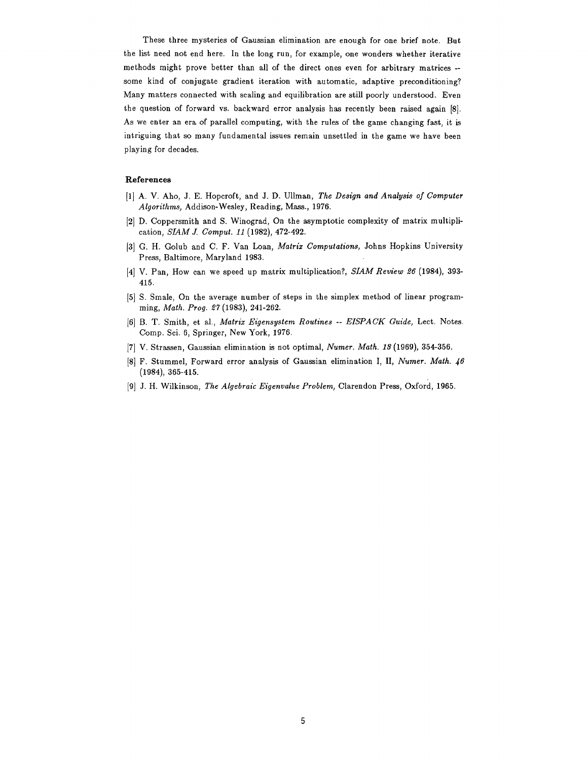These three mysteries of Gaussian elimination are enough for one brief note. But the list need not end here. In the long run, for example, one wonders whether iterative methods might prove better than all of the direct ones even for arbitrary matrices -- some kind of conjugate gradient iteration with automatic, adaptive preconditioning? Many matters connected with scaling and equilibration are still poorly understood. Even the question of forward vs. backward error analysis has recently been raised again [8]. As we enter an era of parallel computing, with the rules of the game changing fast, it is intriguing that so many fundamental issues remain unsettled in the game we have been playing for decades.

**References**

[1] A. V. Aho, J. E. Hopcroft, and J. D. Ullman, *The Design and Analysis of Computer Algorithms,* Addison-Wesley, Reading, Mass., 1976.

[2] D. Coppersmith and S. Winograd, On the asymptotic complexity of matrix multiplication, *SIAM J. Comput. 11* (1982), 472-492.

[3] G. H. Golub and C. F. Van Loan, *Matrix Computations,* Johns Hopkins University Press, Baltimore, Maryland 1983.

[4] V. Pan, How can we speed up matrix multiplication?, *SIAM Review 26* (1984), 393-415.

[5] S. Smale, On the average number of steps in the simplex method of linear programming, *Math. Prog. 27* (1983), 241-262.

[6] B. T. Smith, et al., *Matrix Eigensystem Routines -- EISPACK Guide,* Lect. Notes. Comp. Sci. 6, Springer, New York, 1976.

[7] V. Strassen, Gaussian elimination is not optimal, *Numer. Math. 13* (1969), 354-356.

[8] F. Stummel, Forward error analysis of Gaussian elimination I, II, *Numer. Math. 46* (1984), 365-415.

[9] J. H. Wilkinson, *The Algebraic Eigenvalue Problem,* Clarendon Press, Oxford, 1965.